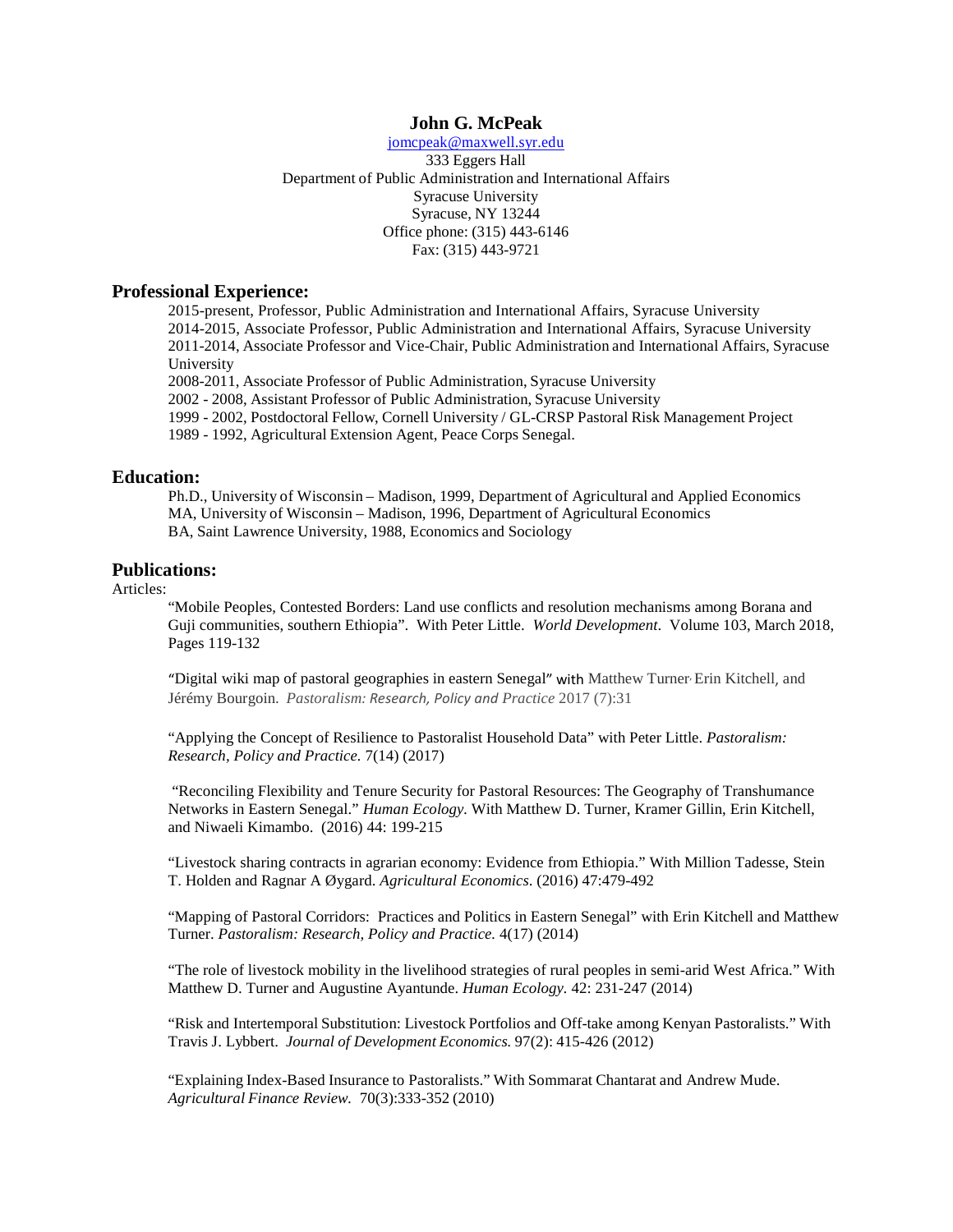# John G. McPeak

jomcpeak@maxwell.syr.edu
333 Eggers Hall
Department of Public Administration and International Affairs
Syracuse University
Syracuse, NY 13244
Office phone: (315) 443-6146
Fax: (315) 443-9721

## Professional Experience:

2015-present, Professor, Public Administration and International Affairs, Syracuse University
2014-2015, Associate Professor, Public Administration and International Affairs, Syracuse University
2011-2014, Associate Professor and Vice-Chair, Public Administration and International Affairs, Syracuse University
2008-2011, Associate Professor of Public Administration, Syracuse University
2002 - 2008, Assistant Professor of Public Administration, Syracuse University
1999 - 2002, Postdoctoral Fellow, Cornell University / GL-CRSP Pastoral Risk Management Project
1989 - 1992, Agricultural Extension Agent, Peace Corps Senegal.

## Education:

Ph.D., University of Wisconsin – Madison, 1999, Department of Agricultural and Applied Economics
MA, University of Wisconsin – Madison, 1996, Department of Agricultural Economics
BA, Saint Lawrence University, 1988, Economics and Sociology

## Publications:

Articles:

"Mobile Peoples, Contested Borders: Land use conflicts and resolution mechanisms among Borana and Guji communities, southern Ethiopia". With Peter Little. *World Development*. Volume 103, March 2018, Pages 119-132

"Digital wiki map of pastoral geographies in eastern Senegal" with Matthew Turner, Erin Kitchell, and Jérémy Bourgoin. *Pastoralism: Research, Policy and Practice* 2017 (7):31

"Applying the Concept of Resilience to Pastoralist Household Data" with Peter Little. *Pastoralism: Research, Policy and Practice.* 7(14) (2017)

"Reconciling Flexibility and Tenure Security for Pastoral Resources: The Geography of Transhumance Networks in Eastern Senegal." *Human Ecology.* With Matthew D. Turner, Kramer Gillin, Erin Kitchell, and Niwaeli Kimambo. (2016) 44: 199-215

"Livestock sharing contracts in agrarian economy: Evidence from Ethiopia." With Million Tadesse, Stein T. Holden and Ragnar A Øygard. *Agricultural Economics.* (2016) 47:479-492

"Mapping of Pastoral Corridors: Practices and Politics in Eastern Senegal" with Erin Kitchell and Matthew Turner. *Pastoralism: Research, Policy and Practice.* 4(17) (2014)

"The role of livestock mobility in the livelihood strategies of rural peoples in semi-arid West Africa." With Matthew D. Turner and Augustine Ayantunde. *Human Ecology.* 42: 231-247 (2014)

"Risk and Intertemporal Substitution: Livestock Portfolios and Off-take among Kenyan Pastoralists." With Travis J. Lybbert. *Journal of Development Economics.* 97(2): 415-426 (2012)

"Explaining Index-Based Insurance to Pastoralists." With Sommarat Chantarat and Andrew Mude. *Agricultural Finance Review.* 70(3):333-352 (2010)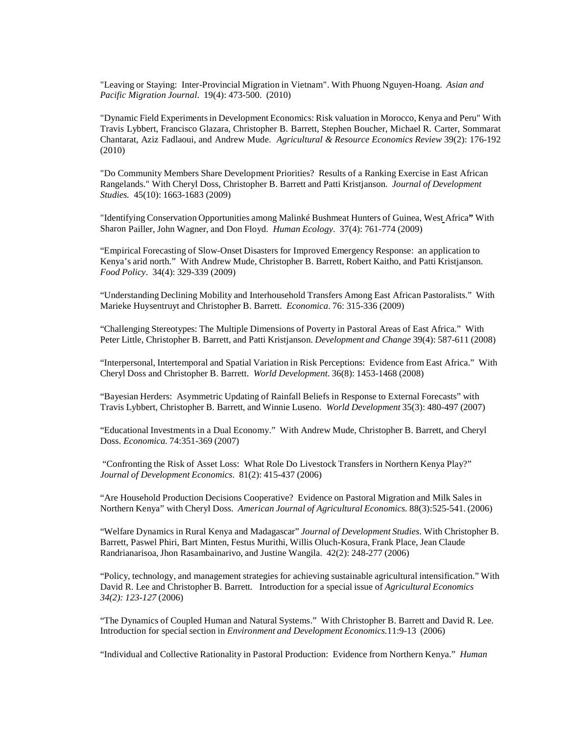"Leaving or Staying: Inter-Provincial Migration in Vietnam". With Phuong Nguyen-Hoang. *Asian and Pacific Migration Journal*. 19(4): 473-500. (2010)

"Dynamic Field Experiments in Development Economics: Risk valuation in Morocco, Kenya and Peru" With Travis Lybbert, Francisco Glazara, Christopher B. Barrett, Stephen Boucher, Michael R. Carter, Sommarat Chantarat, Aziz Fadlaoui, and Andrew Mude. *Agricultural & Resource Economics Review* 39(2): 176-192 (2010)

"Do Community Members Share Development Priorities? Results of a Ranking Exercise in East African Rangelands." With Cheryl Doss, Christopher B. Barrett and Patti Kristjanson. *Journal of Development Studies.* 45(10): 1663-1683 (2009)

"Identifying Conservation Opportunities among Malinké Bushmeat Hunters of Guinea, West Africa**"** With Sharon Pailler, John Wagner, and Don Floyd. *Human Ecology*. 37(4): 761-774 (2009)

"Empirical Forecasting of Slow-Onset Disasters for Improved Emergency Response: an application to Kenya's arid north." With Andrew Mude, Christopher B. Barrett, Robert Kaitho, and Patti Kristjanson. *Food Policy*. 34(4): 329-339 (2009)

"Understanding Declining Mobility and Interhousehold Transfers Among East African Pastoralists." With Marieke Huysentruyt and Christopher B. Barrett. *Economica*. 76: 315-336 (2009)

"Challenging Stereotypes: The Multiple Dimensions of Poverty in Pastoral Areas of East Africa." With Peter Little, Christopher B. Barrett, and Patti Kristjanson. *Development and Change* 39(4): 587-611 (2008)

"Interpersonal, Intertemporal and Spatial Variation in Risk Perceptions: Evidence from East Africa." With Cheryl Doss and Christopher B. Barrett. *World Development*. 36(8): 1453-1468 (2008)

"Bayesian Herders: Asymmetric Updating of Rainfall Beliefs in Response to External Forecasts" with Travis Lybbert, Christopher B. Barrett, and Winnie Luseno. *World Development* 35(3): 480-497 (2007)

"Educational Investments in a Dual Economy." With Andrew Mude, Christopher B. Barrett, and Cheryl Doss. *Economica.* 74:351-369 (2007)

"Confronting the Risk of Asset Loss: What Role Do Livestock Transfers in Northern Kenya Play?" *Journal of Development Economics*. 81(2): 415-437 (2006)

"Are Household Production Decisions Cooperative? Evidence on Pastoral Migration and Milk Sales in Northern Kenya" with Cheryl Doss. *American Journal of Agricultural Economics.* 88(3):525-541. (2006)

"Welfare Dynamics in Rural Kenya and Madagascar" *Journal of Development Studies.* With Christopher B. Barrett, Paswel Phiri, Bart Minten, Festus Murithi, Willis Oluch-Kosura, Frank Place, Jean Claude Randrianarisoa, Jhon Rasambainarivo, and Justine Wangila. 42(2): 248-277 (2006)

"Policy, technology, and management strategies for achieving sustainable agricultural intensification." With David R. Lee and Christopher B. Barrett. Introduction for a special issue of *Agricultural Economics 34(2): 123-127* (2006)

"The Dynamics of Coupled Human and Natural Systems." With Christopher B. Barrett and David R. Lee. Introduction for special section in *Environment and Development Economics.*11:9-13 (2006)

"Individual and Collective Rationality in Pastoral Production: Evidence from Northern Kenya." *Human*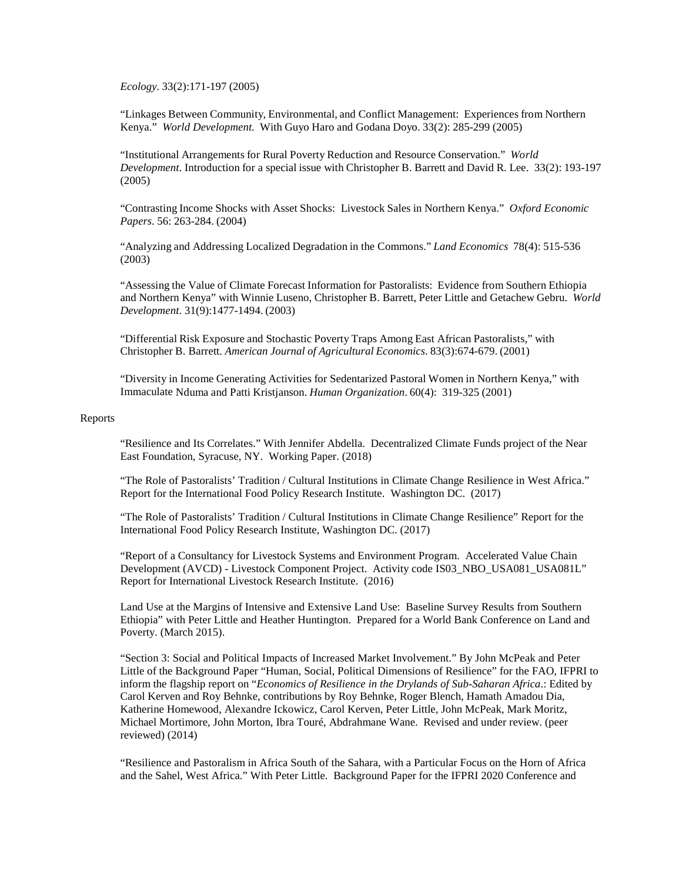*Ecology*. 33(2):171-197 (2005)

"Linkages Between Community, Environmental, and Conflict Management: Experiences from Northern Kenya." *World Development.* With Guyo Haro and Godana Doyo. 33(2): 285-299 (2005)

"Institutional Arrangements for Rural Poverty Reduction and Resource Conservation." *World Development*. Introduction for a special issue with Christopher B. Barrett and David R. Lee. 33(2): 193-197 (2005)

"Contrasting Income Shocks with Asset Shocks: Livestock Sales in Northern Kenya." *Oxford Economic Papers*. 56: 263-284. (2004)

"Analyzing and Addressing Localized Degradation in the Commons." *Land Economics* 78(4): 515-536 (2003)

"Assessing the Value of Climate Forecast Information for Pastoralists: Evidence from Southern Ethiopia and Northern Kenya" with Winnie Luseno, Christopher B. Barrett, Peter Little and Getachew Gebru. *World Development*. 31(9):1477-1494. (2003)

"Differential Risk Exposure and Stochastic Poverty Traps Among East African Pastoralists," with Christopher B. Barrett. *American Journal of Agricultural Economics*. 83(3):674-679. (2001)

"Diversity in Income Generating Activities for Sedentarized Pastoral Women in Northern Kenya," with Immaculate Nduma and Patti Kristjanson. *Human Organization*. 60(4): 319-325 (2001)

Reports

"Resilience and Its Correlates." With Jennifer Abdella. Decentralized Climate Funds project of the Near East Foundation, Syracuse, NY. Working Paper. (2018)

"The Role of Pastoralists' Tradition / Cultural Institutions in Climate Change Resilience in West Africa." Report for the International Food Policy Research Institute. Washington DC. (2017)

"The Role of Pastoralists' Tradition / Cultural Institutions in Climate Change Resilience" Report for the International Food Policy Research Institute, Washington DC. (2017)

"Report of a Consultancy for Livestock Systems and Environment Program. Accelerated Value Chain Development (AVCD) - Livestock Component Project. Activity code IS03_NBO_USA081_USA081L" Report for International Livestock Research Institute. (2016)

Land Use at the Margins of Intensive and Extensive Land Use: Baseline Survey Results from Southern Ethiopia" with Peter Little and Heather Huntington. Prepared for a World Bank Conference on Land and Poverty. (March 2015).

"Section 3: Social and Political Impacts of Increased Market Involvement." By John McPeak and Peter Little of the Background Paper "Human, Social, Political Dimensions of Resilience" for the FAO, IFPRI to inform the flagship report on "*Economics of Resilience in the Drylands of Sub-Saharan Africa*.: Edited by Carol Kerven and Roy Behnke, contributions by Roy Behnke, Roger Blench, Hamath Amadou Dia, Katherine Homewood, Alexandre Ickowicz, Carol Kerven, Peter Little, John McPeak, Mark Moritz, Michael Mortimore, John Morton, Ibra Touré, Abdrahmane Wane. Revised and under review. (peer reviewed) (2014)

"Resilience and Pastoralism in Africa South of the Sahara, with a Particular Focus on the Horn of Africa and the Sahel, West Africa." With Peter Little. Background Paper for the IFPRI 2020 Conference and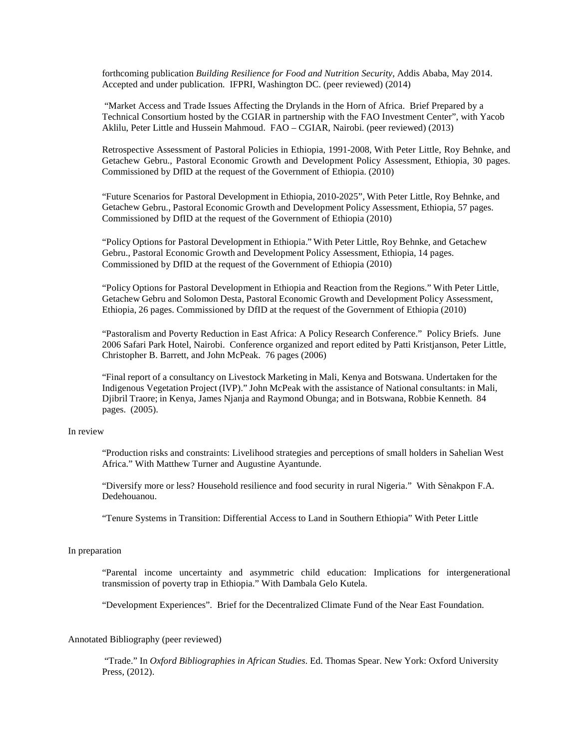forthcoming publication *Building Resilience for Food and Nutrition Security*, Addis Ababa, May 2014. Accepted and under publication. IFPRI, Washington DC. (peer reviewed) (2014)

"Market Access and Trade Issues Affecting the Drylands in the Horn of Africa. Brief Prepared by a Technical Consortium hosted by the CGIAR in partnership with the FAO Investment Center", with Yacob Aklilu, Peter Little and Hussein Mahmoud. FAO – CGIAR, Nairobi. (peer reviewed) (2013)

Retrospective Assessment of Pastoral Policies in Ethiopia, 1991-2008, With Peter Little, Roy Behnke, and Getachew Gebru., Pastoral Economic Growth and Development Policy Assessment, Ethiopia, 30 pages. Commissioned by DfID at the request of the Government of Ethiopia. (2010)

"Future Scenarios for Pastoral Development in Ethiopia, 2010-2025", With Peter Little, Roy Behnke, and Getachew Gebru., Pastoral Economic Growth and Development Policy Assessment, Ethiopia, 57 pages. Commissioned by DfID at the request of the Government of Ethiopia (2010)

"Policy Options for Pastoral Development in Ethiopia." With Peter Little, Roy Behnke, and Getachew Gebru., Pastoral Economic Growth and Development Policy Assessment, Ethiopia, 14 pages. Commissioned by DfID at the request of the Government of Ethiopia (2010)

"Policy Options for Pastoral Development in Ethiopia and Reaction from the Regions." With Peter Little, Getachew Gebru and Solomon Desta, Pastoral Economic Growth and Development Policy Assessment, Ethiopia, 26 pages. Commissioned by DfID at the request of the Government of Ethiopia (2010)

"Pastoralism and Poverty Reduction in East Africa: A Policy Research Conference." Policy Briefs. June 2006 Safari Park Hotel, Nairobi. Conference organized and report edited by Patti Kristjanson, Peter Little, Christopher B. Barrett, and John McPeak. 76 pages (2006)

"Final report of a consultancy on Livestock Marketing in Mali, Kenya and Botswana. Undertaken for the Indigenous Vegetation Project (IVP)." John McPeak with the assistance of National consultants: in Mali, Djibril Traore; in Kenya, James Njanja and Raymond Obunga; and in Botswana, Robbie Kenneth. 84 pages. (2005).

In review

"Production risks and constraints: Livelihood strategies and perceptions of small holders in Sahelian West Africa." With Matthew Turner and Augustine Ayantunde.

"Diversify more or less? Household resilience and food security in rural Nigeria." With Sènakpon F.A. Dedehouanou.

"Tenure Systems in Transition: Differential Access to Land in Southern Ethiopia" With Peter Little

In preparation

"Parental income uncertainty and asymmetric child education: Implications for intergenerational transmission of poverty trap in Ethiopia." With Dambala Gelo Kutela.

"Development Experiences". Brief for the Decentralized Climate Fund of the Near East Foundation.

Annotated Bibliography (peer reviewed)

"Trade." In *Oxford Bibliographies in African Studies*. Ed. Thomas Spear. New York: Oxford University Press, (2012).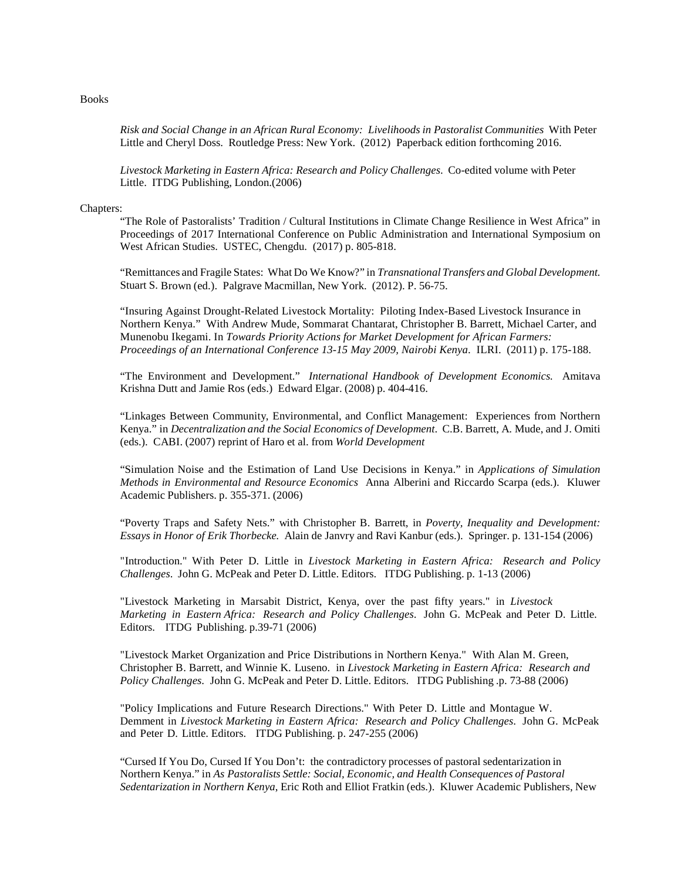Books

*Risk and Social Change in an African Rural Economy: Livelihoods in Pastoralist Communities* With Peter Little and Cheryl Doss. Routledge Press: New York. (2012) Paperback edition forthcoming 2016.

*Livestock Marketing in Eastern Africa: Research and Policy Challenges*. Co-edited volume with Peter Little. ITDG Publishing, London.(2006)

Chapters:

"The Role of Pastoralists' Tradition / Cultural Institutions in Climate Change Resilience in West Africa" in Proceedings of 2017 International Conference on Public Administration and International Symposium on West African Studies. USTEC, Chengdu. (2017) p. 805-818.

"Remittances and Fragile States: What Do We Know?" in *Transnational Transfers and Global Development.* Stuart S. Brown (ed.). Palgrave Macmillan, New York. (2012). P. 56-75.

"Insuring Against Drought-Related Livestock Mortality: Piloting Index-Based Livestock Insurance in Northern Kenya." With Andrew Mude, Sommarat Chantarat, Christopher B. Barrett, Michael Carter, and Munenobu Ikegami. In *Towards Priority Actions for Market Development for African Farmers: Proceedings of an International Conference 13-15 May 2009, Nairobi Kenya*. ILRI. (2011) p. 175-188.

"The Environment and Development." *International Handbook of Development Economics.* Amitava Krishna Dutt and Jamie Ros (eds.) Edward Elgar. (2008) p. 404-416.

"Linkages Between Community, Environmental, and Conflict Management: Experiences from Northern Kenya." in *Decentralization and the Social Economics of Development*. C.B. Barrett, A. Mude, and J. Omiti (eds.). CABI. (2007) reprint of Haro et al. from *World Development*

"Simulation Noise and the Estimation of Land Use Decisions in Kenya." in *Applications of Simulation Methods in Environmental and Resource Economics* Anna Alberini and Riccardo Scarpa (eds.). Kluwer Academic Publishers. p. 355-371. (2006)

"Poverty Traps and Safety Nets." with Christopher B. Barrett, in *Poverty, Inequality and Development: Essays in Honor of Erik Thorbecke.* Alain de Janvry and Ravi Kanbur (eds.). Springer. p. 131-154 (2006)

"Introduction." With Peter D. Little in *Livestock Marketing in Eastern Africa: Research and Policy Challenges*. John G. McPeak and Peter D. Little. Editors. ITDG Publishing. p. 1-13 (2006)

"Livestock Marketing in Marsabit District, Kenya, over the past fifty years." in *Livestock Marketing in Eastern Africa: Research and Policy Challenges*. John G. McPeak and Peter D. Little. Editors. ITDG Publishing. p.39-71 (2006)

"Livestock Market Organization and Price Distributions in Northern Kenya." With Alan M. Green, Christopher B. Barrett, and Winnie K. Luseno. in *Livestock Marketing in Eastern Africa: Research and Policy Challenges*. John G. McPeak and Peter D. Little. Editors. ITDG Publishing .p. 73-88 (2006)

"Policy Implications and Future Research Directions." With Peter D. Little and Montague W. Demment in *Livestock Marketing in Eastern Africa: Research and Policy Challenges*. John G. McPeak and Peter D. Little. Editors. ITDG Publishing. p. 247-255 (2006)

"Cursed If You Do, Cursed If You Don't: the contradictory processes of pastoral sedentarization in Northern Kenya." in *As Pastoralists Settle: Social, Economic, and Health Consequences of Pastoral Sedentarization in Northern Kenya*, Eric Roth and Elliot Fratkin (eds.). Kluwer Academic Publishers, New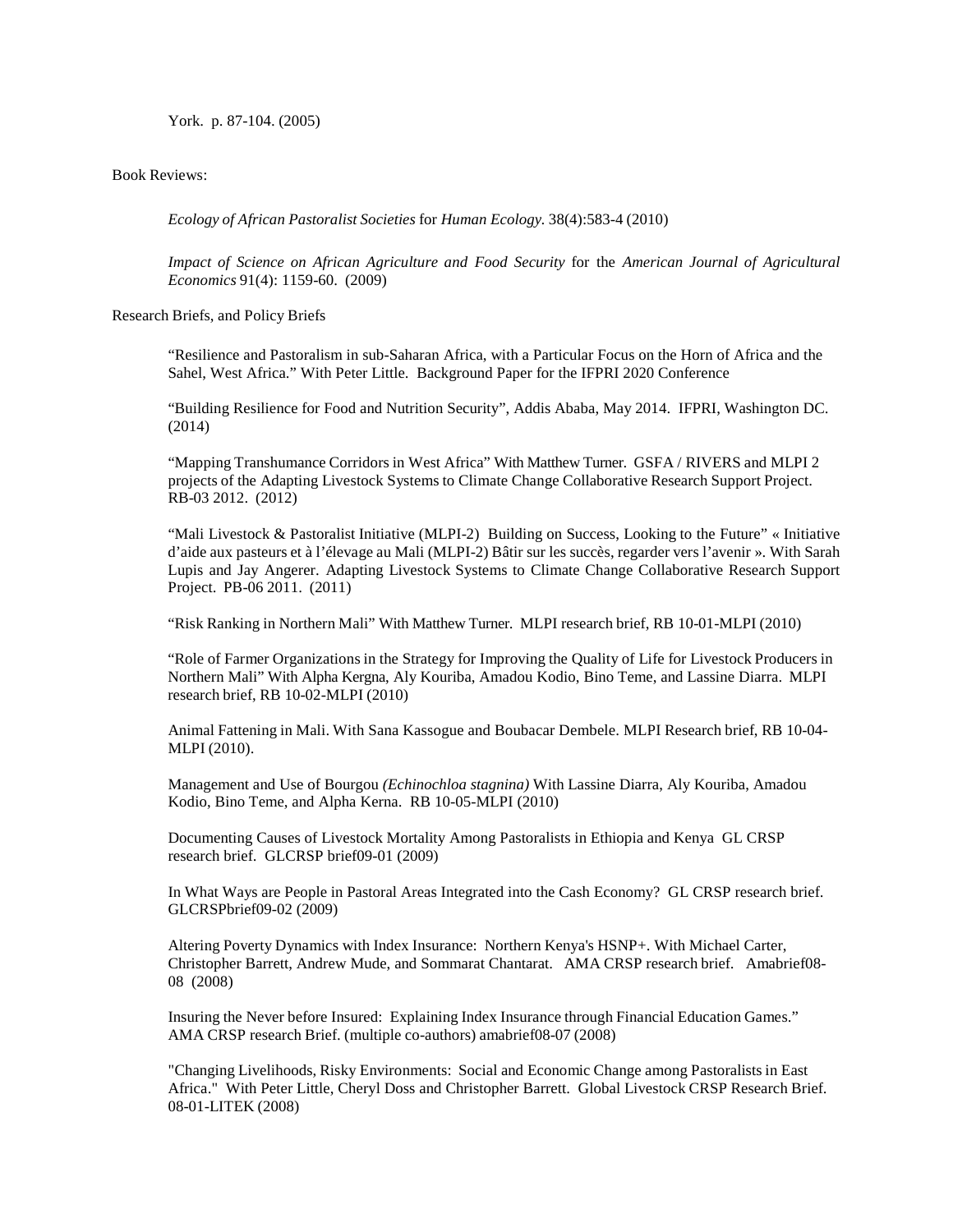York. p. 87-104. (2005)

Book Reviews:

*Ecology of African Pastoralist Societies* for *Human Ecology.* 38(4):583-4 (2010)

*Impact of Science on African Agriculture and Food Security* for the *American Journal of Agricultural Economics* 91(4): 1159-60. (2009)

Research Briefs, and Policy Briefs

"Resilience and Pastoralism in sub-Saharan Africa, with a Particular Focus on the Horn of Africa and the Sahel, West Africa." With Peter Little. Background Paper for the IFPRI 2020 Conference

"Building Resilience for Food and Nutrition Security", Addis Ababa, May 2014. IFPRI, Washington DC. (2014)

"Mapping Transhumance Corridors in West Africa" With Matthew Turner. GSFA / RIVERS and MLPI 2 projects of the Adapting Livestock Systems to Climate Change Collaborative Research Support Project. RB-03 2012. (2012)

"Mali Livestock & Pastoralist Initiative (MLPI-2) Building on Success, Looking to the Future" « Initiative d'aide aux pasteurs et à l'élevage au Mali (MLPI-2) Bâtir sur les succès, regarder vers l'avenir ». With Sarah Lupis and Jay Angerer. Adapting Livestock Systems to Climate Change Collaborative Research Support Project. PB-06 2011. (2011)

"Risk Ranking in Northern Mali" With Matthew Turner. MLPI research brief, RB 10-01-MLPI (2010)

"Role of Farmer Organizations in the Strategy for Improving the Quality of Life for Livestock Producers in Northern Mali" With Alpha Kergna, Aly Kouriba, Amadou Kodio, Bino Teme, and Lassine Diarra. MLPI research brief, RB 10-02-MLPI (2010)

Animal Fattening in Mali. With Sana Kassogue and Boubacar Dembele. MLPI Research brief, RB 10-04-MLPI (2010).

Management and Use of Bourgou *(Echinochloa stagnina)* With Lassine Diarra, Aly Kouriba, Amadou Kodio, Bino Teme, and Alpha Kerna. RB 10-05-MLPI (2010)

Documenting Causes of Livestock Mortality Among Pastoralists in Ethiopia and Kenya GL CRSP research brief. GLCRSP brief09-01 (2009)

In What Ways are People in Pastoral Areas Integrated into the Cash Economy? GL CRSP research brief. GLCRSPbrief09-02 (2009)

Altering Poverty Dynamics with Index Insurance: Northern Kenya's HSNP+. With Michael Carter, Christopher Barrett, Andrew Mude, and Sommarat Chantarat. AMA CRSP research brief. Amabrief08-08 (2008)

Insuring the Never before Insured: Explaining Index Insurance through Financial Education Games." AMA CRSP research Brief. (multiple co-authors) amabrief08-07 (2008)

"Changing Livelihoods, Risky Environments: Social and Economic Change among Pastoralists in East Africa." With Peter Little, Cheryl Doss and Christopher Barrett. Global Livestock CRSP Research Brief. 08-01-LITEK (2008)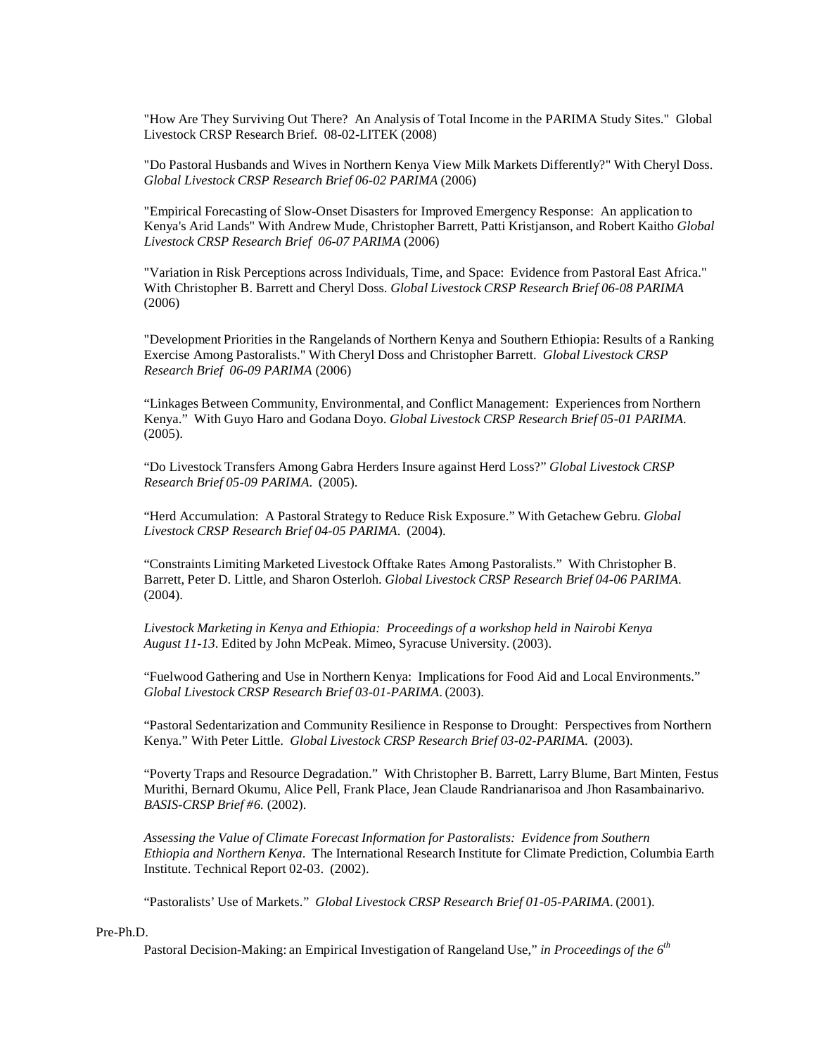"How Are They Surviving Out There? An Analysis of Total Income in the PARIMA Study Sites." Global Livestock CRSP Research Brief. 08-02-LITEK (2008)

"Do Pastoral Husbands and Wives in Northern Kenya View Milk Markets Differently?" With Cheryl Doss. *Global Livestock CRSP Research Brief 06-02 PARIMA* (2006)

"Empirical Forecasting of Slow-Onset Disasters for Improved Emergency Response: An application to Kenya's Arid Lands" With Andrew Mude, Christopher Barrett, Patti Kristjanson, and Robert Kaitho *Global Livestock CRSP Research Brief 06-07 PARIMA* (2006)

"Variation in Risk Perceptions across Individuals, Time, and Space: Evidence from Pastoral East Africa." With Christopher B. Barrett and Cheryl Doss. *Global Livestock CRSP Research Brief 06-08 PARIMA* (2006)

"Development Priorities in the Rangelands of Northern Kenya and Southern Ethiopia: Results of a Ranking Exercise Among Pastoralists." With Cheryl Doss and Christopher Barrett. *Global Livestock CRSP Research Brief 06-09 PARIMA* (2006)

"Linkages Between Community, Environmental, and Conflict Management: Experiences from Northern Kenya." With Guyo Haro and Godana Doyo. *Global Livestock CRSP Research Brief 05-01 PARIMA.* (2005).

"Do Livestock Transfers Among Gabra Herders Insure against Herd Loss?" *Global Livestock CRSP Research Brief 05-09 PARIMA.* (2005).

"Herd Accumulation: A Pastoral Strategy to Reduce Risk Exposure." With Getachew Gebru. *Global Livestock CRSP Research Brief 04-05 PARIMA.* (2004).

"Constraints Limiting Marketed Livestock Offtake Rates Among Pastoralists." With Christopher B. Barrett, Peter D. Little, and Sharon Osterloh. *Global Livestock CRSP Research Brief 04-06 PARIMA.* (2004).

*Livestock Marketing in Kenya and Ethiopia: Proceedings of a workshop held in Nairobi Kenya August 11-13*. Edited by John McPeak. Mimeo, Syracuse University. (2003).

"Fuelwood Gathering and Use in Northern Kenya: Implications for Food Aid and Local Environments." *Global Livestock CRSP Research Brief 03-01-PARIMA.* (2003).

"Pastoral Sedentarization and Community Resilience in Response to Drought: Perspectives from Northern Kenya." With Peter Little. *Global Livestock CRSP Research Brief 03-02-PARIMA.* (2003).

"Poverty Traps and Resource Degradation." With Christopher B. Barrett, Larry Blume, Bart Minten, Festus Murithi, Bernard Okumu, Alice Pell, Frank Place, Jean Claude Randrianarisoa and Jhon Rasambainarivo. *BASIS-CRSP Brief #6.* (2002).

*Assessing the Value of Climate Forecast Information for Pastoralists: Evidence from Southern Ethiopia and Northern Kenya*. The International Research Institute for Climate Prediction, Columbia Earth Institute. Technical Report 02-03. (2002).

"Pastoralists' Use of Markets." *Global Livestock CRSP Research Brief 01-05-PARIMA*. (2001).

Pre-Ph.D.

Pastoral Decision-Making: an Empirical Investigation of Rangeland Use," *in Proceedings of the 6th*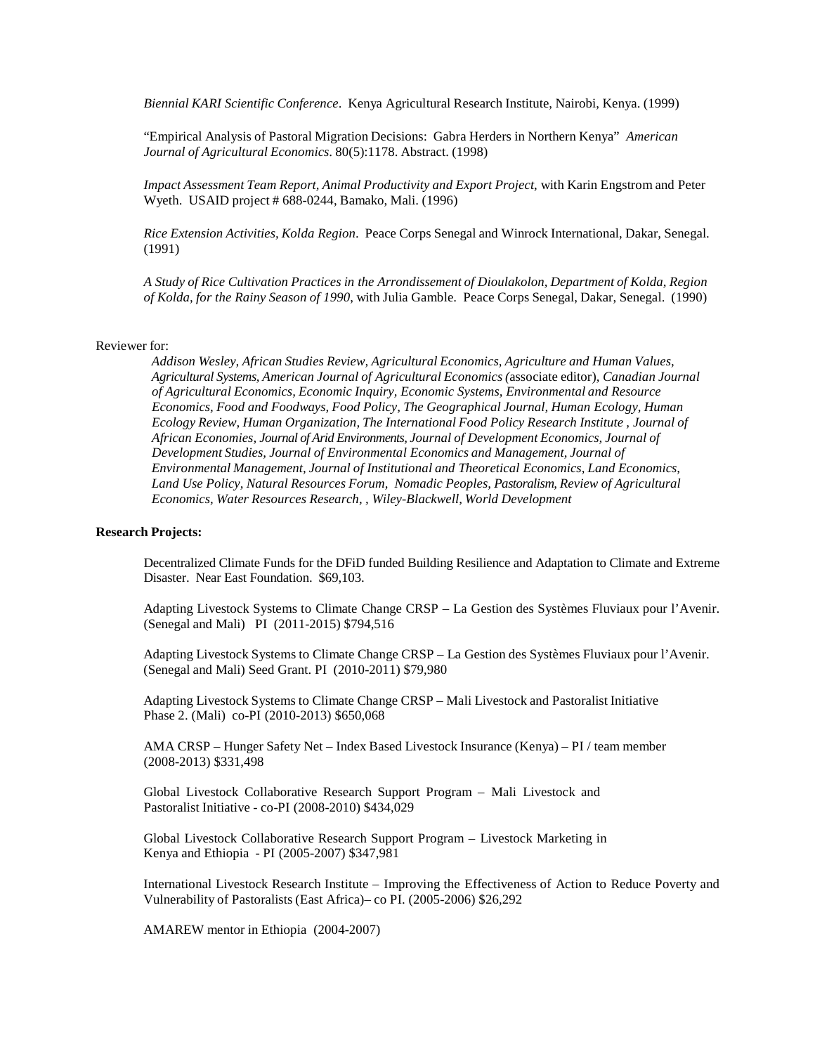*Biennial KARI Scientific Conference*. Kenya Agricultural Research Institute, Nairobi, Kenya. (1999)

"Empirical Analysis of Pastoral Migration Decisions: Gabra Herders in Northern Kenya" *American Journal of Agricultural Economics*. 80(5):1178. Abstract. (1998)

*Impact Assessment Team Report, Animal Productivity and Export Project*, with Karin Engstrom and Peter Wyeth. USAID project # 688-0244, Bamako, Mali. (1996)

*Rice Extension Activities, Kolda Region*. Peace Corps Senegal and Winrock International, Dakar, Senegal. (1991)

*A Study of Rice Cultivation Practices in the Arrondissement of Dioulakolon, Department of Kolda, Region of Kolda, for the Rainy Season of 1990*, with Julia Gamble. Peace Corps Senegal, Dakar, Senegal. (1990)

Reviewer for:

*Addison Wesley, African Studies Review, Agricultural Economics, Agriculture and Human Values, Agricultural Systems, American Journal of Agricultural Economics (*associate editor), *Canadian Journal of Agricultural Economics, Economic Inquiry, Economic Systems, Environmental and Resource Economics, Food and Foodways, Food Policy, The Geographical Journal, Human Ecology, Human Ecology Review, Human Organization, The International Food Policy Research Institute , Journal of African Economies, Journal of Arid Environments, Journal of Development Economics, Journal of Development Studies, Journal of Environmental Economics and Management, Journal of Environmental Management, Journal of Institutional and Theoretical Economics, Land Economics, Land Use Policy, Natural Resources Forum, Nomadic Peoples, Pastoralism, Review of Agricultural Economics, Water Resources Research, , Wiley-Blackwell, World Development*

**Research Projects:**

Decentralized Climate Funds for the DFiD funded Building Resilience and Adaptation to Climate and Extreme Disaster. Near East Foundation. $69,103.

Adapting Livestock Systems to Climate Change CRSP – La Gestion des Systèmes Fluviaux pour l'Avenir. (Senegal and Mali) PI (2011-2015) $794,516

Adapting Livestock Systems to Climate Change CRSP – La Gestion des Systèmes Fluviaux pour l'Avenir. (Senegal and Mali) Seed Grant. PI (2010-2011) $79,980

Adapting Livestock Systems to Climate Change CRSP – Mali Livestock and Pastoralist Initiative Phase 2. (Mali) co-PI (2010-2013) $650,068

AMA CRSP – Hunger Safety Net – Index Based Livestock Insurance (Kenya) – PI / team member (2008-2013) $331,498

Global Livestock Collaborative Research Support Program – Mali Livestock and Pastoralist Initiative - co-PI (2008-2010) $434,029

Global Livestock Collaborative Research Support Program – Livestock Marketing in Kenya and Ethiopia - PI (2005-2007) $347,981

International Livestock Research Institute – Improving the Effectiveness of Action to Reduce Poverty and Vulnerability of Pastoralists (East Africa)– co PI. (2005-2006) $26,292

AMAREW mentor in Ethiopia (2004-2007)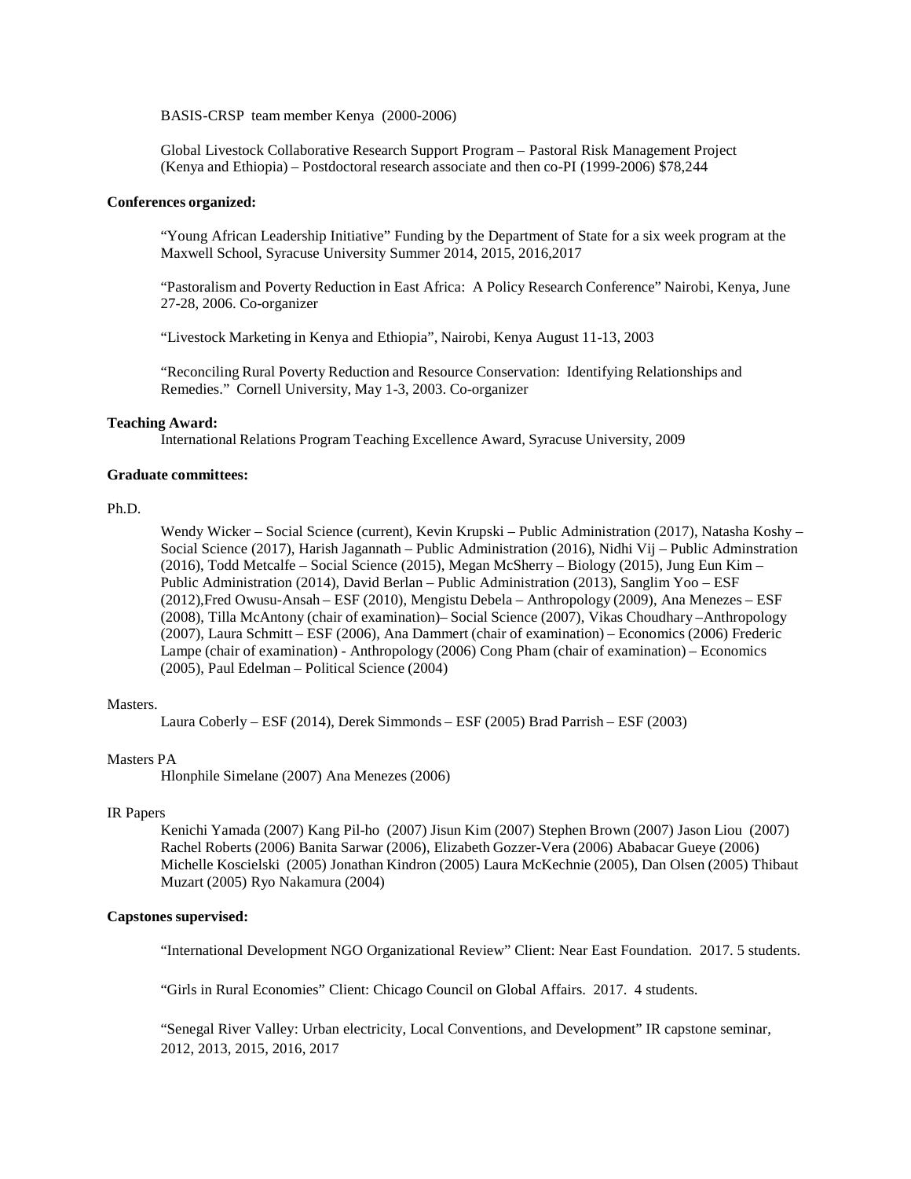BASIS-CRSP team member Kenya (2000-2006)

Global Livestock Collaborative Research Support Program – Pastoral Risk Management Project (Kenya and Ethiopia) – Postdoctoral research associate and then co-PI (1999-2006) $78,244

**Conferences organized:**

"Young African Leadership Initiative" Funding by the Department of State for a six week program at the Maxwell School, Syracuse University Summer 2014, 2015, 2016,2017

"Pastoralism and Poverty Reduction in East Africa: A Policy Research Conference" Nairobi, Kenya, June 27-28, 2006. Co-organizer

"Livestock Marketing in Kenya and Ethiopia", Nairobi, Kenya August 11-13, 2003

"Reconciling Rural Poverty Reduction and Resource Conservation: Identifying Relationships and Remedies." Cornell University, May 1-3, 2003. Co-organizer

**Teaching Award:**

International Relations Program Teaching Excellence Award, Syracuse University, 2009

**Graduate committees:**

Ph.D.

Wendy Wicker – Social Science (current), Kevin Krupski – Public Administration (2017), Natasha Koshy – Social Science (2017), Harish Jagannath – Public Administration (2016), Nidhi Vij – Public Adminstration (2016), Todd Metcalfe – Social Science (2015), Megan McSherry – Biology (2015), Jung Eun Kim – Public Administration (2014), David Berlan – Public Administration (2013), Sanglim Yoo – ESF (2012),Fred Owusu-Ansah – ESF (2010), Mengistu Debela – Anthropology (2009), Ana Menezes – ESF (2008), Tilla McAntony (chair of examination)– Social Science (2007), Vikas Choudhary –Anthropology (2007), Laura Schmitt – ESF (2006), Ana Dammert (chair of examination) – Economics (2006) Frederic Lampe (chair of examination) - Anthropology (2006) Cong Pham (chair of examination) – Economics (2005), Paul Edelman – Political Science (2004)

Masters.

Laura Coberly – ESF (2014), Derek Simmonds – ESF (2005) Brad Parrish – ESF (2003)

Masters PA

Hlonphile Simelane (2007) Ana Menezes (2006)

IR Papers

Kenichi Yamada (2007) Kang Pil-ho (2007) Jisun Kim (2007) Stephen Brown (2007) Jason Liou (2007) Rachel Roberts (2006) Banita Sarwar (2006), Elizabeth Gozzer-Vera (2006) Ababacar Gueye (2006) Michelle Koscielski (2005) Jonathan Kindron (2005) Laura McKechnie (2005), Dan Olsen (2005) Thibaut Muzart (2005) Ryo Nakamura (2004)

**Capstones supervised:**

"International Development NGO Organizational Review" Client: Near East Foundation. 2017. 5 students.

"Girls in Rural Economies" Client: Chicago Council on Global Affairs. 2017. 4 students.

"Senegal River Valley: Urban electricity, Local Conventions, and Development" IR capstone seminar, 2012, 2013, 2015, 2016, 2017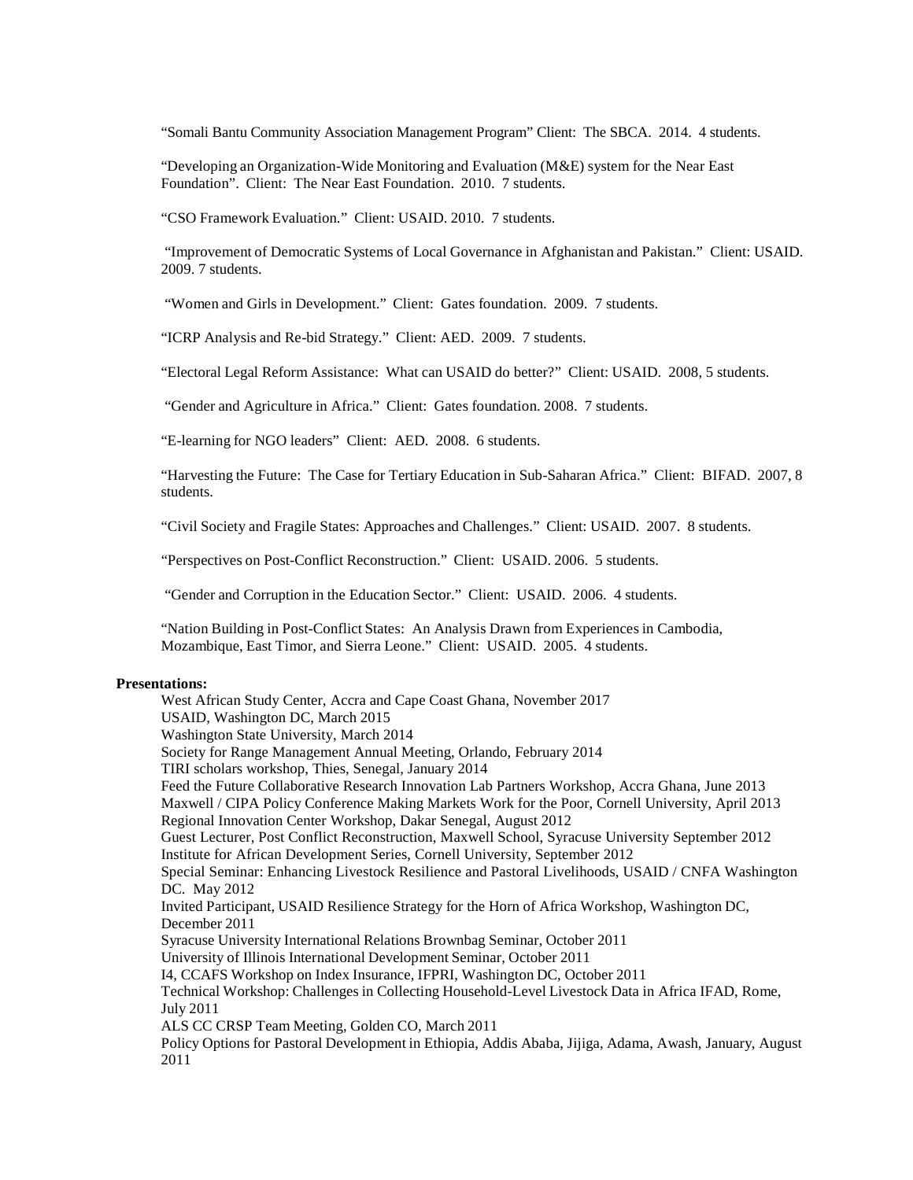"Somali Bantu Community Association Management Program" Client: The SBCA. 2014. 4 students.

"Developing an Organization-Wide Monitoring and Evaluation (M&E) system for the Near East Foundation". Client: The Near East Foundation. 2010. 7 students.

"CSO Framework Evaluation." Client: USAID. 2010. 7 students.

"Improvement of Democratic Systems of Local Governance in Afghanistan and Pakistan." Client: USAID. 2009. 7 students.

"Women and Girls in Development." Client: Gates foundation. 2009. 7 students.

"ICRP Analysis and Re-bid Strategy." Client: AED. 2009. 7 students.

"Electoral Legal Reform Assistance: What can USAID do better?" Client: USAID. 2008, 5 students.

"Gender and Agriculture in Africa." Client: Gates foundation. 2008. 7 students.

"E-learning for NGO leaders" Client: AED. 2008. 6 students.

"Harvesting the Future: The Case for Tertiary Education in Sub-Saharan Africa." Client: BIFAD. 2007, 8 students.

"Civil Society and Fragile States: Approaches and Challenges." Client: USAID. 2007. 8 students.

"Perspectives on Post-Conflict Reconstruction." Client: USAID. 2006. 5 students.

"Gender and Corruption in the Education Sector." Client: USAID. 2006. 4 students.

"Nation Building in Post-Conflict States: An Analysis Drawn from Experiences in Cambodia, Mozambique, East Timor, and Sierra Leone." Client: USAID. 2005. 4 students.

**Presentations:**

West African Study Center, Accra and Cape Coast Ghana, November 2017
USAID, Washington DC, March 2015
Washington State University, March 2014
Society for Range Management Annual Meeting, Orlando, February 2014
TIRI scholars workshop, Thies, Senegal, January 2014
Feed the Future Collaborative Research Innovation Lab Partners Workshop, Accra Ghana, June 2013
Maxwell / CIPA Policy Conference Making Markets Work for the Poor, Cornell University, April 2013
Regional Innovation Center Workshop, Dakar Senegal, August 2012
Guest Lecturer, Post Conflict Reconstruction, Maxwell School, Syracuse University September 2012
Institute for African Development Series, Cornell University, September 2012
Special Seminar: Enhancing Livestock Resilience and Pastoral Livelihoods, USAID / CNFA Washington DC. May 2012
Invited Participant, USAID Resilience Strategy for the Horn of Africa Workshop, Washington DC, December 2011
Syracuse University International Relations Brownbag Seminar, October 2011
University of Illinois International Development Seminar, October 2011
I4, CCAFS Workshop on Index Insurance, IFPRI, Washington DC, October 2011
Technical Workshop: Challenges in Collecting Household-Level Livestock Data in Africa IFAD, Rome, July 2011
ALS CC CRSP Team Meeting, Golden CO, March 2011
Policy Options for Pastoral Development in Ethiopia, Addis Ababa, Jijiga, Adama, Awash, January, August 2011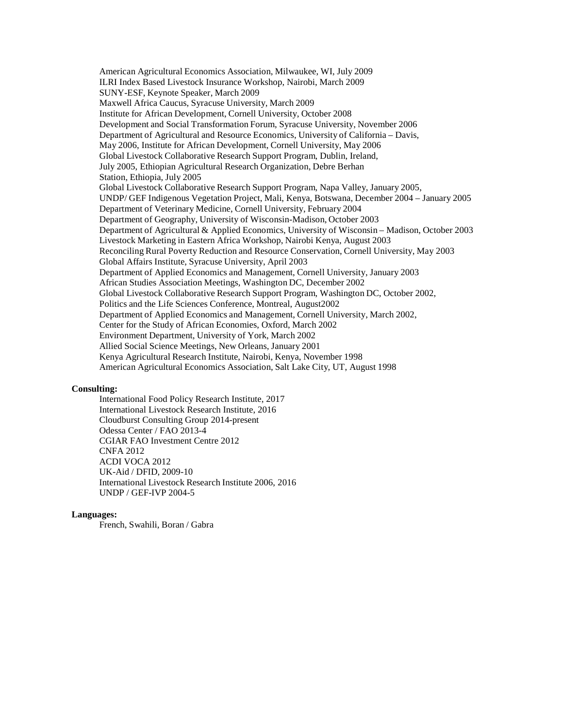American Agricultural Economics Association, Milwaukee, WI, July 2009
ILRI Index Based Livestock Insurance Workshop, Nairobi, March 2009
SUNY-ESF, Keynote Speaker, March 2009
Maxwell Africa Caucus, Syracuse University, March 2009
Institute for African Development, Cornell University, October 2008
Development and Social Transformation Forum, Syracuse University, November 2006
Department of Agricultural and Resource Economics, University of California – Davis, May 2006, Institute for African Development, Cornell University, May 2006
Global Livestock Collaborative Research Support Program, Dublin, Ireland, July 2005, Ethiopian Agricultural Research Organization, Debre Berhan Station, Ethiopia, July 2005
Global Livestock Collaborative Research Support Program, Napa Valley, January 2005,
UNDP/ GEF Indigenous Vegetation Project, Mali, Kenya, Botswana, December 2004 – January 2005
Department of Veterinary Medicine, Cornell University, February 2004
Department of Geography, University of Wisconsin-Madison, October 2003
Department of Agricultural & Applied Economics, University of Wisconsin – Madison, October 2003
Livestock Marketing in Eastern Africa Workshop, Nairobi Kenya, August 2003
Reconciling Rural Poverty Reduction and Resource Conservation, Cornell University, May 2003
Global Affairs Institute, Syracuse University, April 2003
Department of Applied Economics and Management, Cornell University, January 2003
African Studies Association Meetings, Washington DC, December 2002
Global Livestock Collaborative Research Support Program, Washington DC, October 2002,
Politics and the Life Sciences Conference, Montreal, August2002
Department of Applied Economics and Management, Cornell University, March 2002,
Center for the Study of African Economies, Oxford, March 2002
Environment Department, University of York, March 2002
Allied Social Science Meetings, New Orleans, January 2001
Kenya Agricultural Research Institute, Nairobi, Kenya, November 1998
American Agricultural Economics Association, Salt Lake City, UT, August 1998

**Consulting:**

International Food Policy Research Institute, 2017
International Livestock Research Institute, 2016
Cloudburst Consulting Group 2014-present
Odessa Center / FAO 2013-4
CGIAR FAO Investment Centre 2012
CNFA 2012
ACDI VOCA 2012
UK-Aid / DFID, 2009-10
International Livestock Research Institute 2006, 2016
UNDP / GEF-IVP 2004-5

**Languages:**

French, Swahili, Boran / Gabra